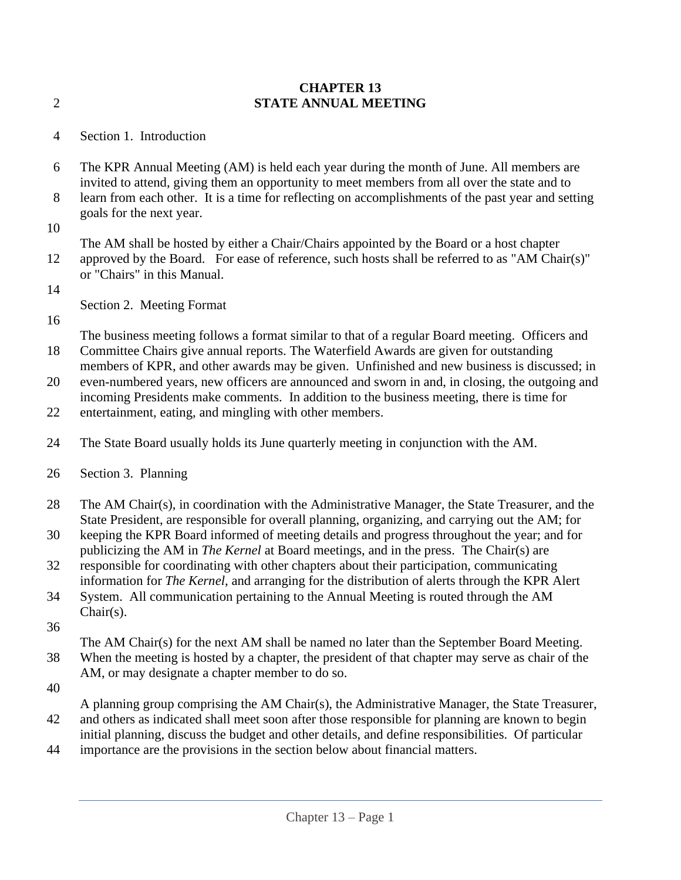# CHAPTER 13
# STATE ANNUAL MEETING

Section 1. Introduction

The KPR Annual Meeting (AM) is held each year during the month of June. All members are invited to attend, giving them an opportunity to meet members from all over the state and to learn from each other. It is a time for reflecting on accomplishments of the past year and setting goals for the next year.

The AM shall be hosted by either a Chair/Chairs appointed by the Board or a host chapter approved by the Board. For ease of reference, such hosts shall be referred to as "AM Chair(s)" or "Chairs" in this Manual.

Section 2. Meeting Format

The business meeting follows a format similar to that of a regular Board meeting. Officers and Committee Chairs give annual reports. The Waterfield Awards are given for outstanding members of KPR, and other awards may be given. Unfinished and new business is discussed; in even-numbered years, new officers are announced and sworn in and, in closing, the outgoing and incoming Presidents make comments. In addition to the business meeting, there is time for entertainment, eating, and mingling with other members.

The State Board usually holds its June quarterly meeting in conjunction with the AM.

Section 3. Planning

The AM Chair(s), in coordination with the Administrative Manager, the State Treasurer, and the State President, are responsible for overall planning, organizing, and carrying out the AM; for keeping the KPR Board informed of meeting details and progress throughout the year; and for publicizing the AM in *The Kernel* at Board meetings, and in the press. The Chair(s) are responsible for coordinating with other chapters about their participation, communicating information for *The Kernel*, and arranging for the distribution of alerts through the KPR Alert System. All communication pertaining to the Annual Meeting is routed through the AM Chair(s).

The AM Chair(s) for the next AM shall be named no later than the September Board Meeting. When the meeting is hosted by a chapter, the president of that chapter may serve as chair of the AM, or may designate a chapter member to do so.

A planning group comprising the AM Chair(s), the Administrative Manager, the State Treasurer, and others as indicated shall meet soon after those responsible for planning are known to begin initial planning, discuss the budget and other details, and define responsibilities. Of particular importance are the provisions in the section below about financial matters.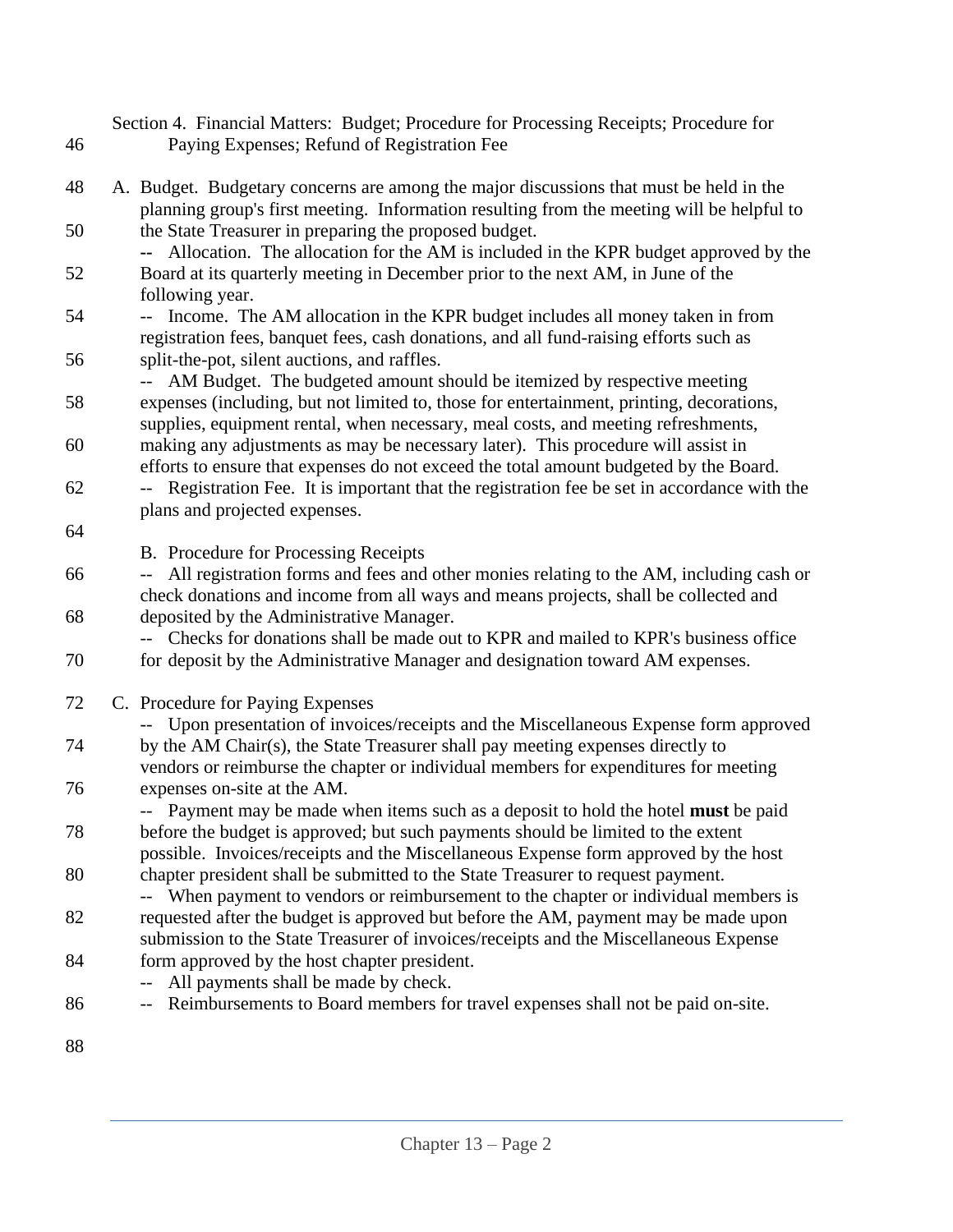Section 4. Financial Matters: Budget; Procedure for Processing Receipts; Procedure for Paying Expenses; Refund of Registration Fee

A. Budget. Budgetary concerns are among the major discussions that must be held in the planning group's first meeting. Information resulting from the meeting will be helpful to the State Treasurer in preparing the proposed budget.

-- Allocation. The allocation for the AM is included in the KPR budget approved by the Board at its quarterly meeting in December prior to the next AM, in June of the following year.

-- Income. The AM allocation in the KPR budget includes all money taken in from registration fees, banquet fees, cash donations, and all fund-raising efforts such as split-the-pot, silent auctions, and raffles.

-- AM Budget. The budgeted amount should be itemized by respective meeting expenses (including, but not limited to, those for entertainment, printing, decorations, supplies, equipment rental, when necessary, meal costs, and meeting refreshments, making any adjustments as may be necessary later). This procedure will assist in efforts to ensure that expenses do not exceed the total amount budgeted by the Board.

-- Registration Fee. It is important that the registration fee be set in accordance with the plans and projected expenses.

B. Procedure for Processing Receipts

-- All registration forms and fees and other monies relating to the AM, including cash or check donations and income from all ways and means projects, shall be collected and deposited by the Administrative Manager.

-- Checks for donations shall be made out to KPR and mailed to KPR's business office for deposit by the Administrative Manager and designation toward AM expenses.

C. Procedure for Paying Expenses

-- Upon presentation of invoices/receipts and the Miscellaneous Expense form approved by the AM Chair(s), the State Treasurer shall pay meeting expenses directly to vendors or reimburse the chapter or individual members for expenditures for meeting expenses on-site at the AM.

-- Payment may be made when items such as a deposit to hold the hotel **must** be paid before the budget is approved; but such payments should be limited to the extent possible. Invoices/receipts and the Miscellaneous Expense form approved by the host chapter president shall be submitted to the State Treasurer to request payment.

-- When payment to vendors or reimbursement to the chapter or individual members is requested after the budget is approved but before the AM, payment may be made upon submission to the State Treasurer of invoices/receipts and the Miscellaneous Expense form approved by the host chapter president.

-- All payments shall be made by check.

-- Reimbursements to Board members for travel expenses shall not be paid on-site.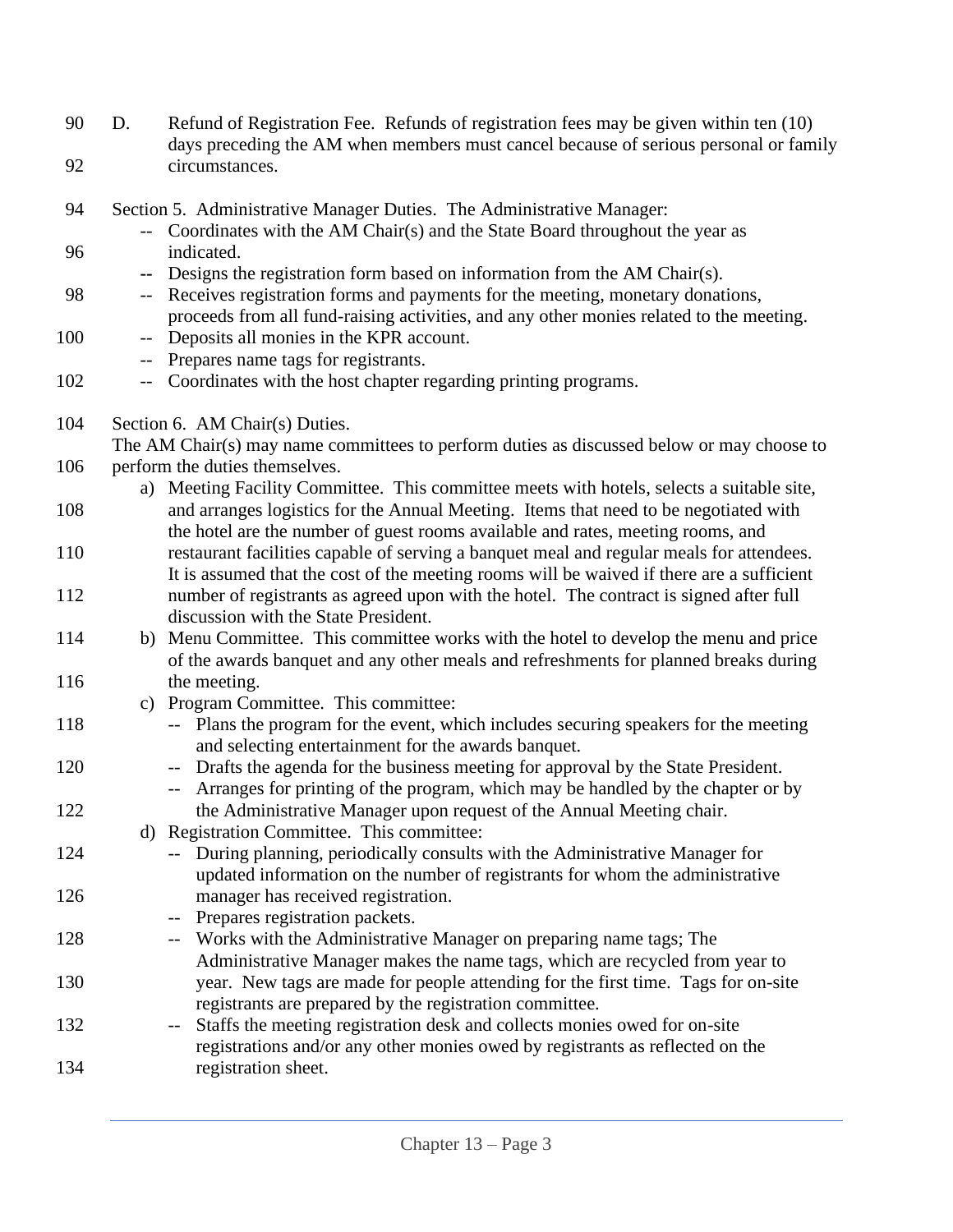D. Refund of Registration Fee. Refunds of registration fees may be given within ten (10) days preceding the AM when members must cancel because of serious personal or family circumstances.

Section 5. Administrative Manager Duties. The Administrative Manager:

- -- Coordinates with the AM Chair(s) and the State Board throughout the year as indicated.
- -- Designs the registration form based on information from the AM Chair(s).
- -- Receives registration forms and payments for the meeting, monetary donations, proceeds from all fund-raising activities, and any other monies related to the meeting.
- -- Deposits all monies in the KPR account.
- -- Prepares name tags for registrants.
- -- Coordinates with the host chapter regarding printing programs.

Section 6. AM Chair(s) Duties.

The AM Chair(s) may name committees to perform duties as discussed below or may choose to perform the duties themselves.

a) Meeting Facility Committee. This committee meets with hotels, selects a suitable site, and arranges logistics for the Annual Meeting. Items that need to be negotiated with the hotel are the number of guest rooms available and rates, meeting rooms, and restaurant facilities capable of serving a banquet meal and regular meals for attendees. It is assumed that the cost of the meeting rooms will be waived if there are a sufficient number of registrants as agreed upon with the hotel. The contract is signed after full discussion with the State President.

b) Menu Committee. This committee works with the hotel to develop the menu and price of the awards banquet and any other meals and refreshments for planned breaks during the meeting.

c) Program Committee. This committee:

- -- Plans the program for the event, which includes securing speakers for the meeting and selecting entertainment for the awards banquet.
- -- Drafts the agenda for the business meeting for approval by the State President.
- -- Arranges for printing of the program, which may be handled by the chapter or by the Administrative Manager upon request of the Annual Meeting chair.

d) Registration Committee. This committee:

- -- During planning, periodically consults with the Administrative Manager for updated information on the number of registrants for whom the administrative manager has received registration.
- -- Prepares registration packets.
- -- Works with the Administrative Manager on preparing name tags; The Administrative Manager makes the name tags, which are recycled from year to year. New tags are made for people attending for the first time. Tags for on-site registrants are prepared by the registration committee.
- -- Staffs the meeting registration desk and collects monies owed for on-site registrations and/or any other monies owed by registrants as reflected on the registration sheet.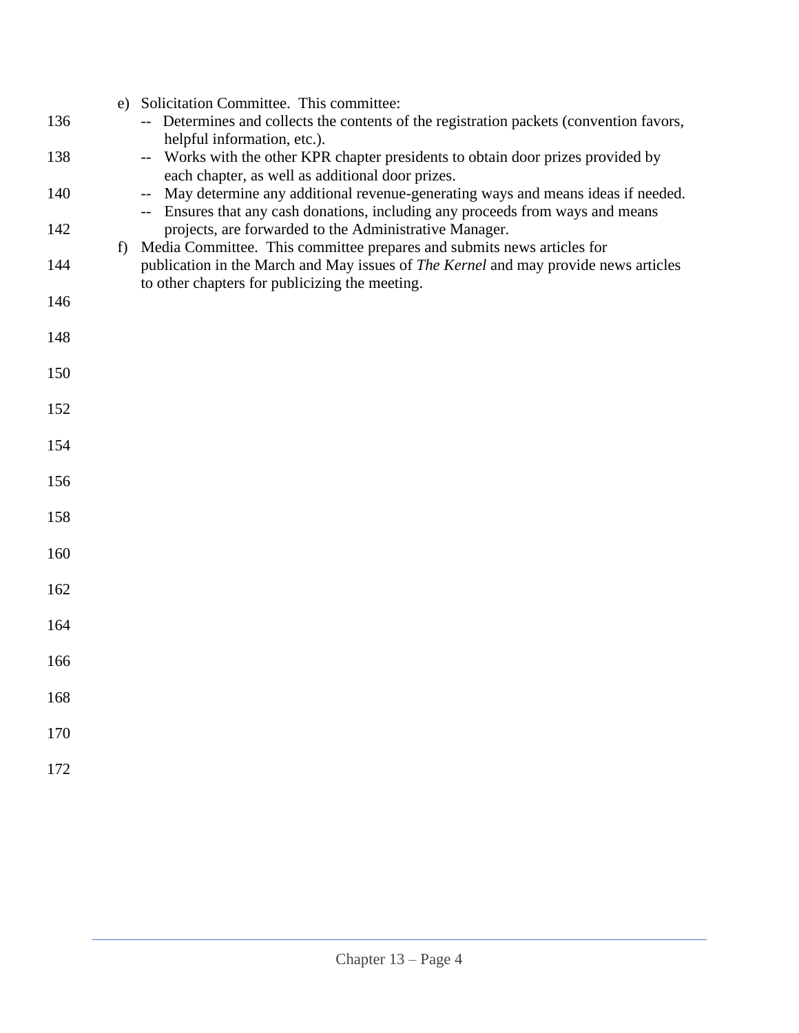e) Solicitation Committee. This committee:

-- Determines and collects the contents of the registration packets (convention favors, helpful information, etc.).

-- Works with the other KPR chapter presidents to obtain door prizes provided by each chapter, as well as additional door prizes.

-- May determine any additional revenue-generating ways and means ideas if needed.

-- Ensures that any cash donations, including any proceeds from ways and means projects, are forwarded to the Administrative Manager.

f) Media Committee. This committee prepares and submits news articles for publication in the March and May issues of *The Kernel* and may provide news articles to other chapters for publicizing the meeting.